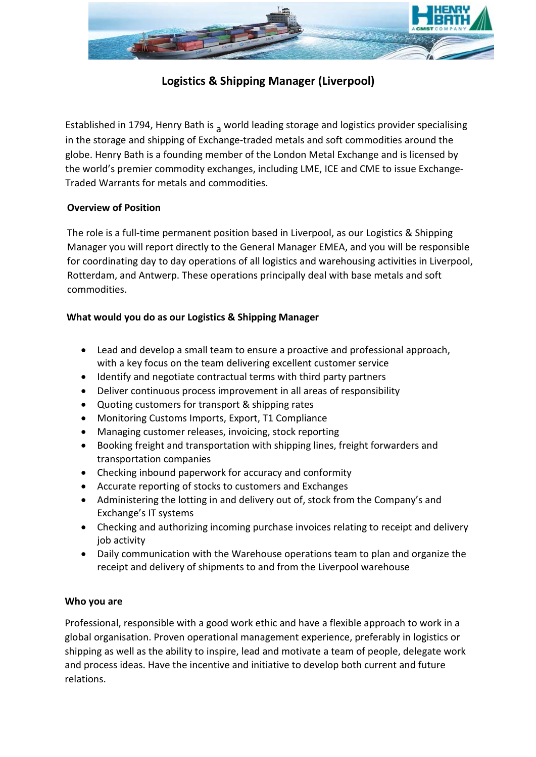# Logistics & Shipping Manager (Liverpool)

Established in 1794, Henry Bath is a world leading storage and logistics provider specialising in the storage and shipping of Exchange-traded metals and soft commodities around the globe. Henry Bath is a founding member of the London Metal Exchange and is licensed by the world's premier commodity exchanges, including LME, ICE and CME to issue Exchange-Traded Warrants for metals and commodities.

**Overview of Position**

The role is a full-time permanent position based in Liverpool, as our Logistics & Shipping Manager you will report directly to the General Manager EMEA, and you will be responsible for coordinating day to day operations of all logistics and warehousing activities in Liverpool, Rotterdam, and Antwerp. These operations principally deal with base metals and soft commodities.

**What would you do as our Logistics & Shipping Manager**

- Lead and develop a small team to ensure a proactive and professional approach, with a key focus on the team delivering excellent customer service
- Identify and negotiate contractual terms with third party partners
- Deliver continuous process improvement in all areas of responsibility
- Quoting customers for transport & shipping rates
- Monitoring Customs Imports, Export, T1 Compliance
- Managing customer releases, invoicing, stock reporting
- Booking freight and transportation with shipping lines, freight forwarders and transportation companies
- Checking inbound paperwork for accuracy and conformity
- Accurate reporting of stocks to customers and Exchanges
- Administering the lotting in and delivery out of, stock from the Company's and Exchange's IT systems
- Checking and authorizing incoming purchase invoices relating to receipt and delivery job activity
- Daily communication with the Warehouse operations team to plan and organize the receipt and delivery of shipments to and from the Liverpool warehouse

**Who you are**

Professional, responsible with a good work ethic and have a flexible approach to work in a global organisation. Proven operational management experience, preferably in logistics or shipping as well as the ability to inspire, lead and motivate a team of people, delegate work and process ideas. Have the incentive and initiative to develop both current and future relations.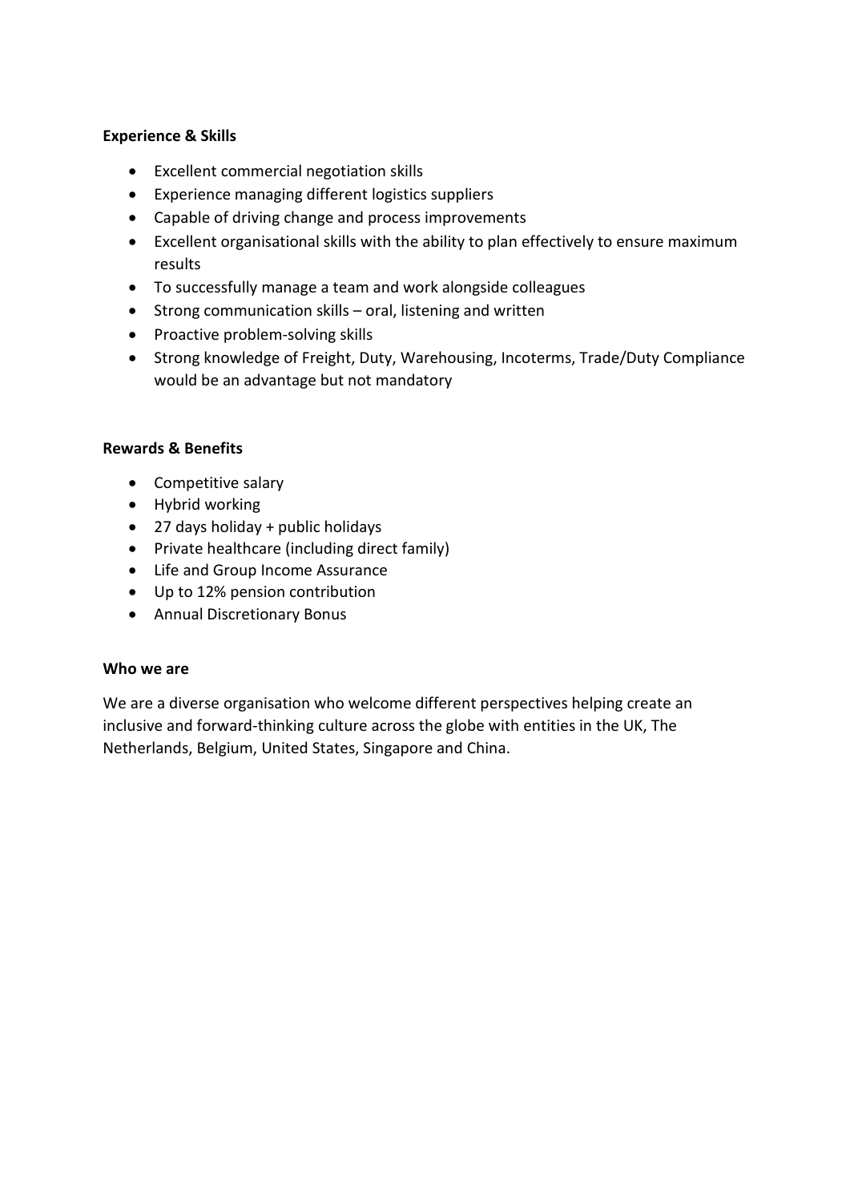**Experience & Skills**

- Excellent commercial negotiation skills
- Experience managing different logistics suppliers
- Capable of driving change and process improvements
- Excellent organisational skills with the ability to plan effectively to ensure maximum results
- To successfully manage a team and work alongside colleagues
- Strong communication skills – oral, listening and written
- Proactive problem-solving skills
- Strong knowledge of Freight, Duty, Warehousing, Incoterms, Trade/Duty Compliance would be an advantage but not mandatory

**Rewards & Benefits**

- Competitive salary
- Hybrid working
- 27 days holiday + public holidays
- Private healthcare (including direct family)
- Life and Group Income Assurance
- Up to 12% pension contribution
- Annual Discretionary Bonus

**Who we are**

We are a diverse organisation who welcome different perspectives helping create an inclusive and forward-thinking culture across the globe with entities in the UK, The Netherlands, Belgium, United States, Singapore and China.